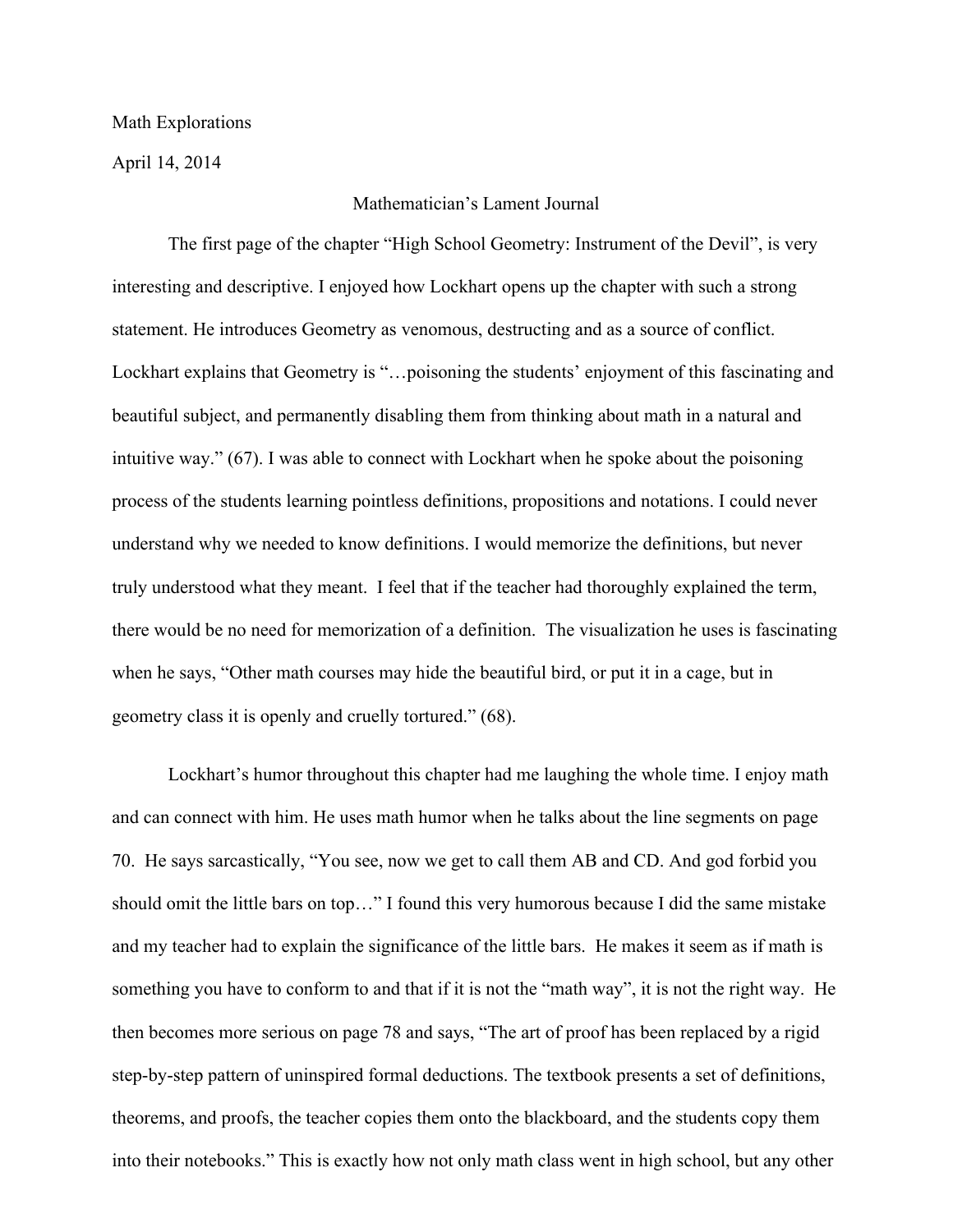Math Explorations

April 14, 2014

# Mathematician's Lament Journal

The first page of the chapter "High School Geometry: Instrument of the Devil", is very interesting and descriptive. I enjoyed how Lockhart opens up the chapter with such a strong statement. He introduces Geometry as venomous, destructing and as a source of conflict. Lockhart explains that Geometry is "…poisoning the students' enjoyment of this fascinating and beautiful subject, and permanently disabling them from thinking about math in a natural and intuitive way." (67). I was able to connect with Lockhart when he spoke about the poisoning process of the students learning pointless definitions, propositions and notations. I could never understand why we needed to know definitions. I would memorize the definitions, but never truly understood what they meant. I feel that if the teacher had thoroughly explained the term, there would be no need for memorization of a definition. The visualization he uses is fascinating when he says, "Other math courses may hide the beautiful bird, or put it in a cage, but in geometry class it is openly and cruelly tortured." (68).

Lockhart's humor throughout this chapter had me laughing the whole time. I enjoy math and can connect with him. He uses math humor when he talks about the line segments on page 70. He says sarcastically, "You see, now we get to call them AB and CD. And god forbid you should omit the little bars on top…" I found this very humorous because I did the same mistake and my teacher had to explain the significance of the little bars. He makes it seem as if math is something you have to conform to and that if it is not the "math way", it is not the right way. He then becomes more serious on page 78 and says, "The art of proof has been replaced by a rigid step-by-step pattern of uninspired formal deductions. The textbook presents a set of definitions, theorems, and proofs, the teacher copies them onto the blackboard, and the students copy them into their notebooks." This is exactly how not only math class went in high school, but any other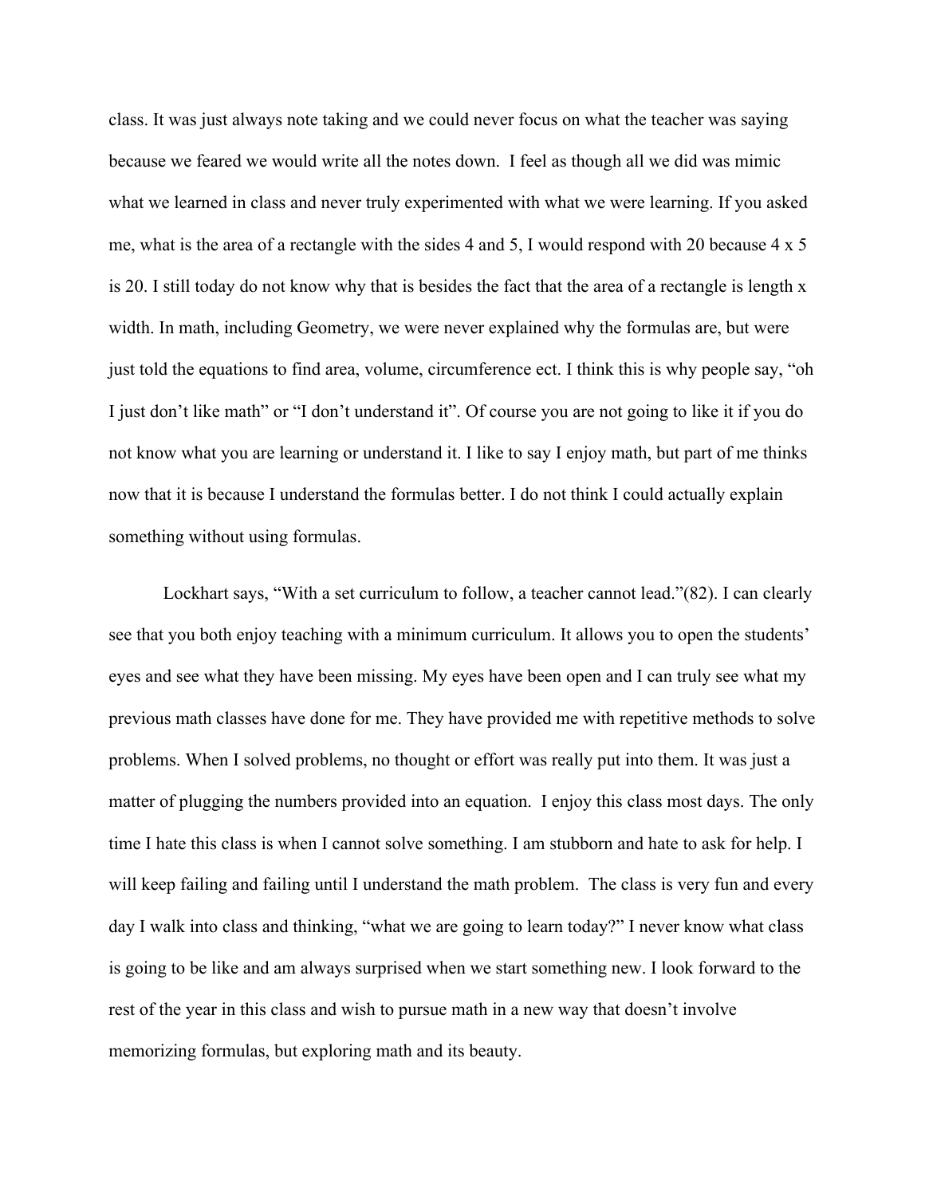class. It was just always note taking and we could never focus on what the teacher was saying because we feared we would write all the notes down. I feel as though all we did was mimic what we learned in class and never truly experimented with what we were learning. If you asked me, what is the area of a rectangle with the sides 4 and 5, I would respond with 20 because 4 x 5 is 20. I still today do not know why that is besides the fact that the area of a rectangle is length x width. In math, including Geometry, we were never explained why the formulas are, but were just told the equations to find area, volume, circumference ect. I think this is why people say, "oh I just don't like math" or "I don't understand it". Of course you are not going to like it if you do not know what you are learning or understand it. I like to say I enjoy math, but part of me thinks now that it is because I understand the formulas better. I do not think I could actually explain something without using formulas.

Lockhart says, "With a set curriculum to follow, a teacher cannot lead."(82). I can clearly see that you both enjoy teaching with a minimum curriculum. It allows you to open the students' eyes and see what they have been missing. My eyes have been open and I can truly see what my previous math classes have done for me. They have provided me with repetitive methods to solve problems. When I solved problems, no thought or effort was really put into them. It was just a matter of plugging the numbers provided into an equation. I enjoy this class most days. The only time I hate this class is when I cannot solve something. I am stubborn and hate to ask for help. I will keep failing and failing until I understand the math problem. The class is very fun and every day I walk into class and thinking, "what we are going to learn today?" I never know what class is going to be like and am always surprised when we start something new. I look forward to the rest of the year in this class and wish to pursue math in a new way that doesn't involve memorizing formulas, but exploring math and its beauty.